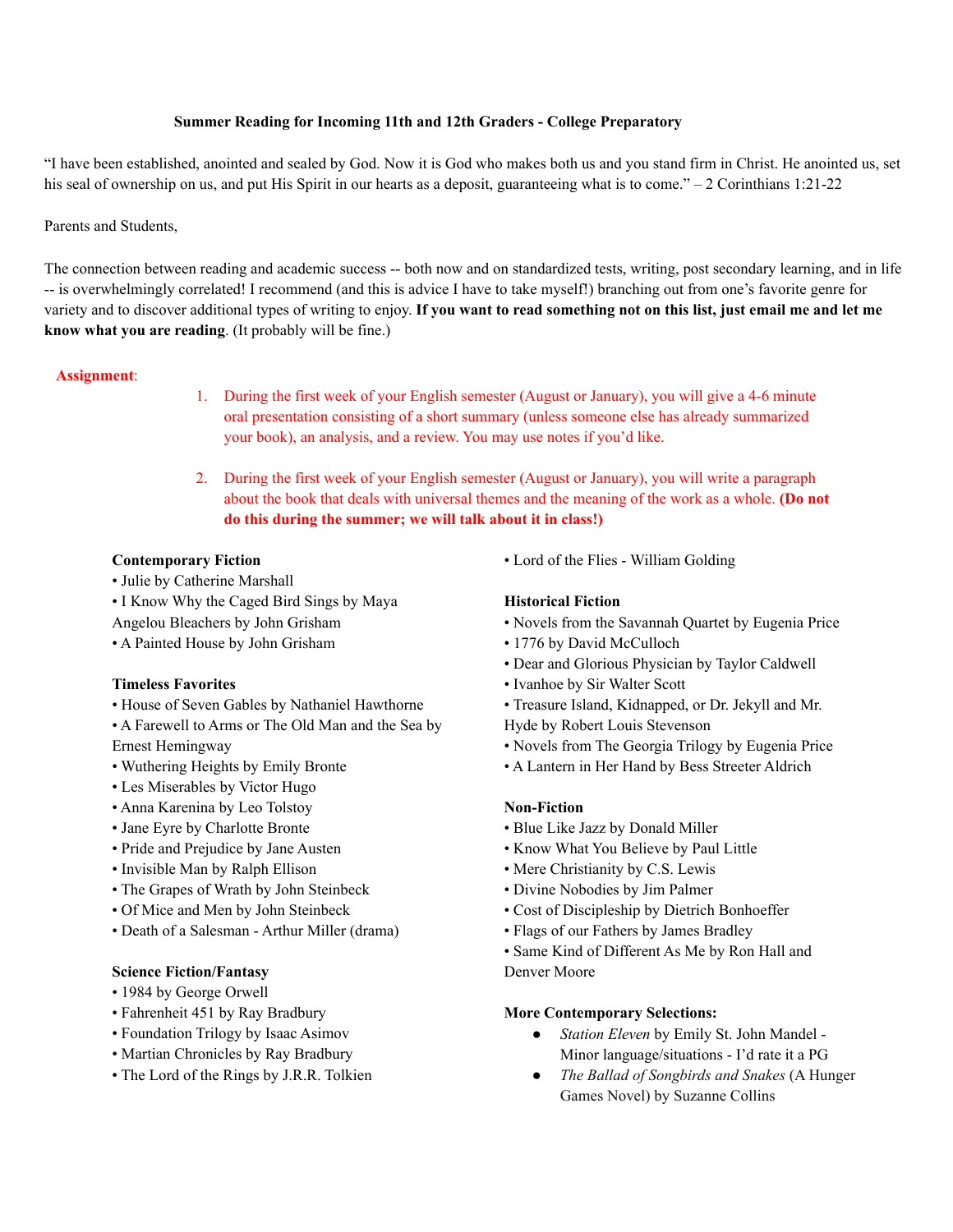**Summer Reading for Incoming 11th and 12th Graders - College Preparatory**

"I have been established, anointed and sealed by God. Now it is God who makes both us and you stand firm in Christ. He anointed us, set his seal of ownership on us, and put His Spirit in our hearts as a deposit, guaranteeing what is to come." – 2 Corinthians 1:21-22

Parents and Students,

The connection between reading and academic success -- both now and on standardized tests, writing, post secondary learning, and in life -- is overwhelmingly correlated! I recommend (and this is advice I have to take myself!) branching out from one's favorite genre for variety and to discover additional types of writing to enjoy. **If you want to read something not on this list, just email me and let me know what you are reading**. (It probably will be fine.)

**Assignment**:

1. During the first week of your English semester (August or January), you will give a 4-6 minute oral presentation consisting of a short summary (unless someone else has already summarized your book), an analysis, and a review. You may use notes if you'd like.

2. During the first week of your English semester (August or January), you will write a paragraph about the book that deals with universal themes and the meaning of the work as a whole. **(Do not do this during the summer; we will talk about it in class!)**

**Contemporary Fiction**
- Julie by Catherine Marshall
- I Know Why the Caged Bird Sings by Maya Angelou Bleachers by John Grisham
- A Painted House by John Grisham

**Timeless Favorites**
- House of Seven Gables by Nathaniel Hawthorne
- A Farewell to Arms or The Old Man and the Sea by Ernest Hemingway
- Wuthering Heights by Emily Bronte
- Les Miserables by Victor Hugo
- Anna Karenina by Leo Tolstoy
- Jane Eyre by Charlotte Bronte
- Pride and Prejudice by Jane Austen
- Invisible Man by Ralph Ellison
- The Grapes of Wrath by John Steinbeck
- Of Mice and Men by John Steinbeck
- Death of a Salesman - Arthur Miller (drama)

**Science Fiction/Fantasy**
- 1984 by George Orwell
- Fahrenheit 451 by Ray Bradbury
- Foundation Trilogy by Isaac Asimov
- Martian Chronicles by Ray Bradbury
- The Lord of the Rings by J.R.R. Tolkien
- Lord of the Flies - William Golding

**Historical Fiction**
- Novels from the Savannah Quartet by Eugenia Price
- 1776 by David McCulloch
- Dear and Glorious Physician by Taylor Caldwell
- Ivanhoe by Sir Walter Scott
- Treasure Island, Kidnapped, or Dr. Jekyll and Mr. Hyde by Robert Louis Stevenson
- Novels from The Georgia Trilogy by Eugenia Price
- A Lantern in Her Hand by Bess Streeter Aldrich

**Non-Fiction**
- Blue Like Jazz by Donald Miller
- Know What You Believe by Paul Little
- Mere Christianity by C.S. Lewis
- Divine Nobodies by Jim Palmer
- Cost of Discipleship by Dietrich Bonhoeffer
- Flags of our Fathers by James Bradley
- Same Kind of Different As Me by Ron Hall and Denver Moore

**More Contemporary Selections:**
- *Station Eleven* by Emily St. John Mandel - Minor language/situations - I'd rate it a PG
- *The Ballad of Songbirds and Snakes* (A Hunger Games Novel) by Suzanne Collins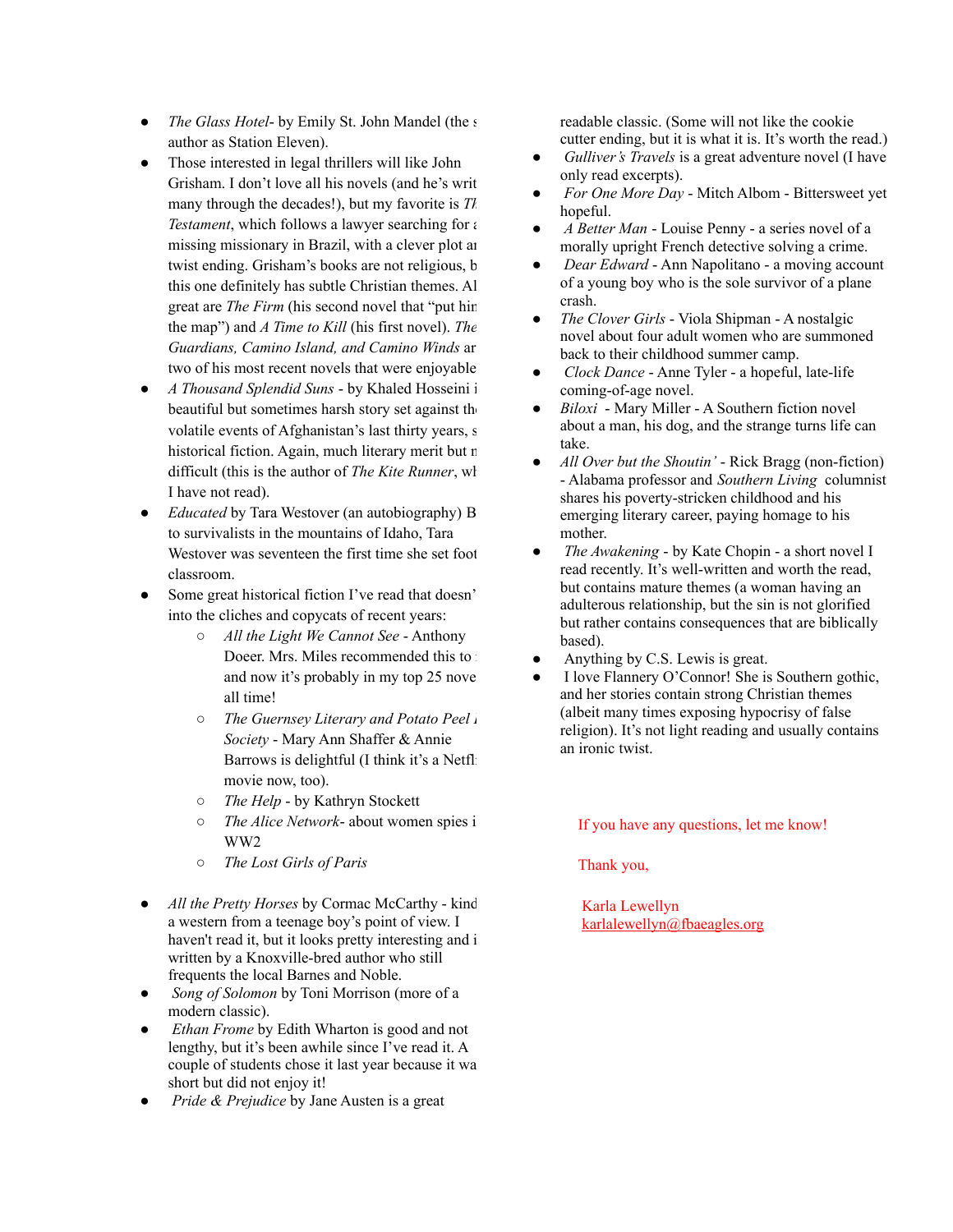- *The Glass Hotel*- by Emily St. John Mandel (the s author as Station Eleven).
- Those interested in legal thrillers will like John Grisham. I don't love all his novels (and he's writ many through the decades!), but my favorite is *Th Testament*, which follows a lawyer searching for a missing missionary in Brazil, with a clever plot an twist ending. Grisham's books are not religious, b this one definitely has subtle Christian themes. Al great are *The Firm* (his second novel that "put hin the map") and *A Time to Kill* (his first novel). *The Guardians, Camino Island, and Camino Winds* ar two of his most recent novels that were enjoyable
- *A Thousand Splendid Suns* - by Khaled Hosseini i beautiful but sometimes harsh story set against th volatile events of Afghanistan's last thirty years, s historical fiction. Again, much literary merit but n difficult (this is the author of *The Kite Runner*, wh I have not read).
- *Educated* by Tara Westover (an autobiography) B to survivalists in the mountains of Idaho, Tara Westover was seventeen the first time she set foot classroom.
- Some great historical fiction I've read that doesn' into the cliches and copycats of recent years:
    - *All the Light We Cannot See* - Anthony Doeer. Mrs. Miles recommended this to and now it's probably in my top 25 nove all time!
    - *The Guernsey Literary and Potato Peel I Society* - Mary Ann Shaffer & Annie Barrows is delightful (I think it's a Netfl movie now, too).
    - *The Help* - by Kathryn Stockett
    - *The Alice Network*- about women spies i WW2
    - *The Lost Girls of Paris*

- *All the Pretty Horses* by Cormac McCarthy - kind a western from a teenage boy's point of view. I haven't read it, but it looks pretty interesting and i written by a Knoxville-bred author who still frequents the local Barnes and Noble.
- *Song of Solomon* by Toni Morrison (more of a modern classic).
- *Ethan Frome* by Edith Wharton is good and not lengthy, but it's been awhile since I've read it. A couple of students chose it last year because it wa short but did not enjoy it!
- *Pride & Prejudice* by Jane Austen is a great readable classic. (Some will not like the cookie cutter ending, but it is what it is. It's worth the read.)
- *Gulliver's Travels* is a great adventure novel (I have only read excerpts).
- *For One More Day* - Mitch Albom - Bittersweet yet hopeful.
- *A Better Man* - Louise Penny - a series novel of a morally upright French detective solving a crime.
- *Dear Edward* - Ann Napolitano - a moving account of a young boy who is the sole survivor of a plane crash.
- *The Clover Girls* - Viola Shipman - A nostalgic novel about four adult women who are summoned back to their childhood summer camp.
- *Clock Dance* - Anne Tyler - a hopeful, late-life coming-of-age novel.
- *Biloxi* - Mary Miller - A Southern fiction novel about a man, his dog, and the strange turns life can take.
- *All Over but the Shoutin'* - Rick Bragg (non-fiction) - Alabama professor and *Southern Living* columnist shares his poverty-stricken childhood and his emerging literary career, paying homage to his mother.
- *The Awakening* - by Kate Chopin - a short novel I read recently. It's well-written and worth the read, but contains mature themes (a woman having an adulterous relationship, but the sin is not glorified but rather contains consequences that are biblically based).
- Anything by C.S. Lewis is great.
- I love Flannery O'Connor! She is Southern gothic, and her stories contain strong Christian themes (albeit many times exposing hypocrisy of false religion). It's not light reading and usually contains an ironic twist.

If you have any questions, let me know!

Thank you,

Karla Lewellyn
karlalewellyn@fbaeagles.org